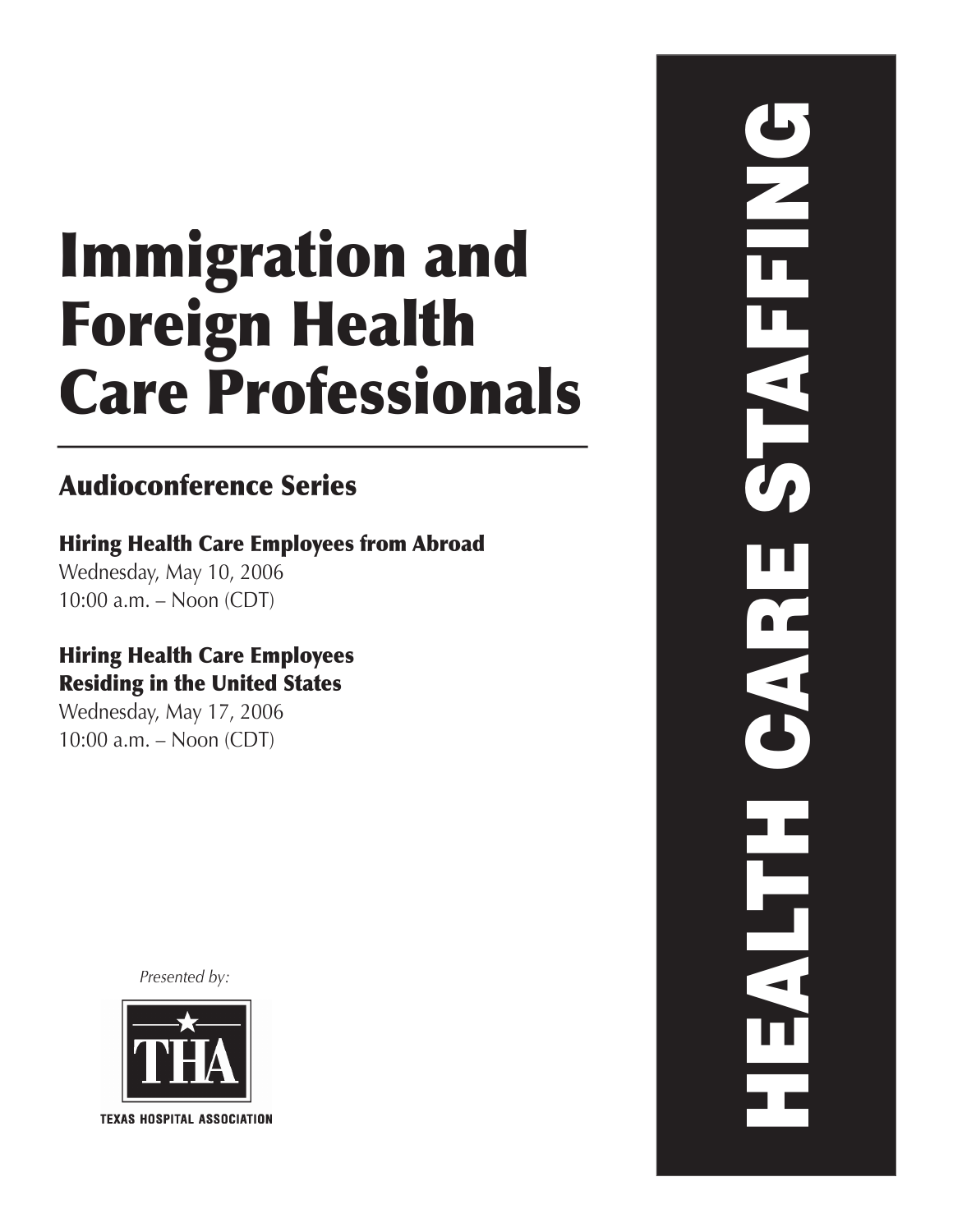# Immigration and Foreign Health Care Professionals

## Audioconference Series

**Hiring Health Care Employees from Abroad**
Wednesday, May 10, 2006
10:00 a.m. – Noon (CDT)

**Hiring Health Care Employees Residing in the United States**
Wednesday, May 17, 2006
10:00 a.m. – Noon (CDT)

*Presented by:*

THA
TEXAS HOSPITAL ASSOCIATION

HEALTH CARE STAFFING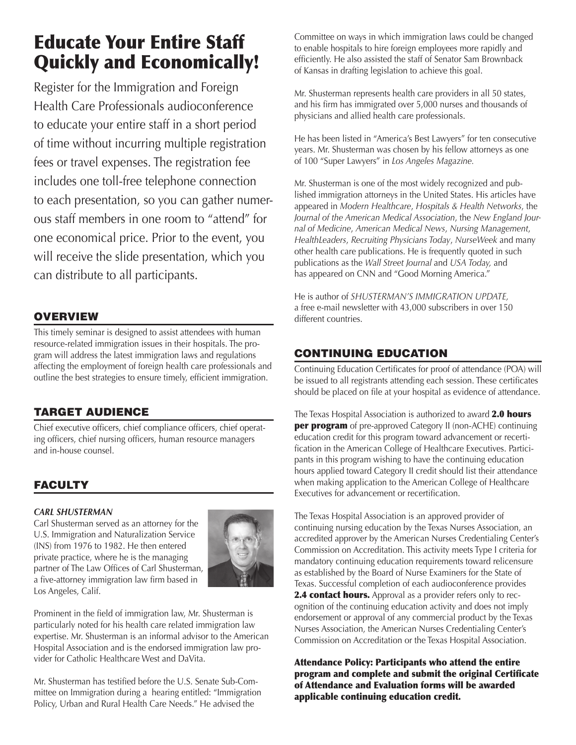# Educate Your Entire Staff Quickly and Economically!

Register for the Immigration and Foreign Health Care Professionals audioconference to educate your entire staff in a short period of time without incurring multiple registration fees or travel expenses. The registration fee includes one toll-free telephone connection to each presentation, so you can gather numerous staff members in one room to "attend" for one economical price. Prior to the event, you will receive the slide presentation, which you can distribute to all participants.

## OVERVIEW

This timely seminar is designed to assist attendees with human resource-related immigration issues in their hospitals. The program will address the latest immigration laws and regulations affecting the employment of foreign health care professionals and outline the best strategies to ensure timely, efficient immigration.

## TARGET AUDIENCE

Chief executive officers, chief compliance officers, chief operating officers, chief nursing officers, human resource managers and in-house counsel.

## FACULTY

***CARL SHUSTERMAN***

Carl Shusterman served as an attorney for the U.S. Immigration and Naturalization Service (INS) from 1976 to 1982. He then entered private practice, where he is the managing partner of The Law Offices of Carl Shusterman, a five-attorney immigration law firm based in Los Angeles, Calif.

Prominent in the field of immigration law, Mr. Shusterman is particularly noted for his health care related immigration law expertise. Mr. Shusterman is an informal advisor to the American Hospital Association and is the endorsed immigration law provider for Catholic Healthcare West and DaVita.

Mr. Shusterman has testified before the U.S. Senate Sub-Committee on Immigration during a hearing entitled: "Immigration Policy, Urban and Rural Health Care Needs." He advised the Committee on ways in which immigration laws could be changed to enable hospitals to hire foreign employees more rapidly and efficiently. He also assisted the staff of Senator Sam Brownback of Kansas in drafting legislation to achieve this goal.

Mr. Shusterman represents health care providers in all 50 states, and his firm has immigrated over 5,000 nurses and thousands of physicians and allied health care professionals.

He has been listed in "America's Best Lawyers" for ten consecutive years. Mr. Shusterman was chosen by his fellow attorneys as one of 100 "Super Lawyers" in *Los Angeles Magazine.*

Mr. Shusterman is one of the most widely recognized and published immigration attorneys in the United States. His articles have appeared in *Modern Healthcare*, *Hospitals & Health Networks*, the *Journal of the American Medical Association*, the *New England Journal of Medicine*, *American Medical News*, *Nursing Management*, *HealthLeaders*, *Recruiting Physicians Today*, *NurseWeek* and many other health care publications. He is frequently quoted in such publications as the *Wall Street Journal* and *USA Today,* and has appeared on CNN and "Good Morning America."

He is author of *SHUSTERMAN'S IMMIGRATION UPDATE,* a free e-mail newsletter with 43,000 subscribers in over 150 different countries.

## CONTINUING EDUCATION

Continuing Education Certificates for proof of attendance (POA) will be issued to all registrants attending each session. These certificates should be placed on file at your hospital as evidence of attendance.

The Texas Hospital Association is authorized to award **2.0 hours per program** of pre-approved Category II (non-ACHE) continuing education credit for this program toward advancement or recertification in the American College of Healthcare Executives. Participants in this program wishing to have the continuing education hours applied toward Category II credit should list their attendance when making application to the American College of Healthcare Executives for advancement or recertification.

The Texas Hospital Association is an approved provider of continuing nursing education by the Texas Nurses Association, an accredited approver by the American Nurses Credentialing Center's Commission on Accreditation. This activity meets Type I criteria for mandatory continuing education requirements toward relicensure as established by the Board of Nurse Examiners for the State of Texas. Successful completion of each audioconference provides **2.4 contact hours.** Approval as a provider refers only to recognition of the continuing education activity and does not imply endorsement or approval of any commercial product by the Texas Nurses Association, the American Nurses Credentialing Center's Commission on Accreditation or the Texas Hospital Association.

**Attendance Policy: Participants who attend the entire program and complete and submit the original Certificate of Attendance and Evaluation forms will be awarded applicable continuing education credit.**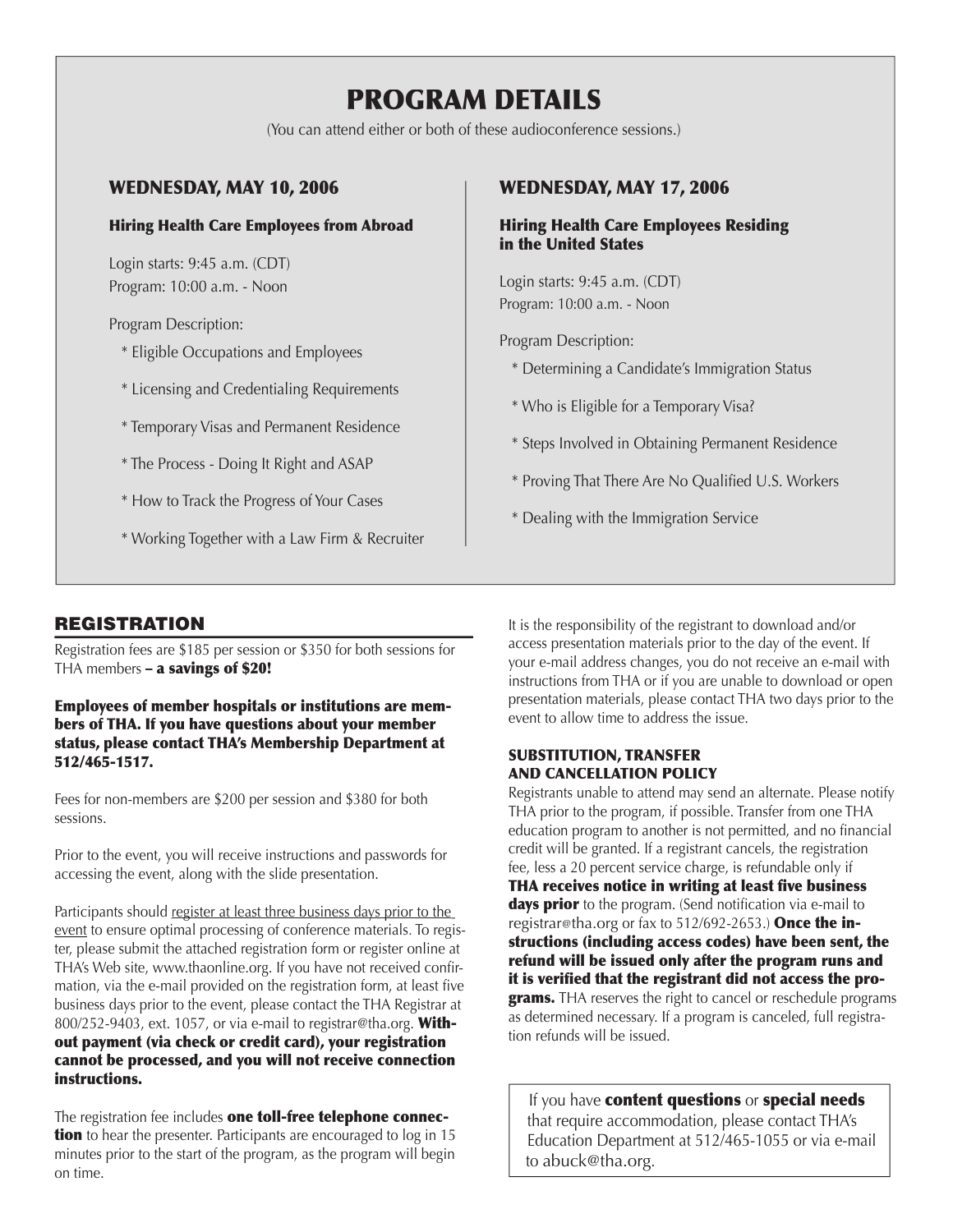# PROGRAM DETAILS

(You can attend either or both of these audioconference sessions.)

## WEDNESDAY, MAY 10, 2006

### Hiring Health Care Employees from Abroad

Login starts: 9:45 a.m. (CDT)
Program: 10:00 a.m. - Noon

Program Description:

- Eligible Occupations and Employees
- Licensing and Credentialing Requirements
- Temporary Visas and Permanent Residence
- The Process - Doing It Right and ASAP
- How to Track the Progress of Your Cases
- Working Together with a Law Firm & Recruiter

## WEDNESDAY, MAY 17, 2006

### Hiring Health Care Employees Residing in the United States

Login starts: 9:45 a.m. (CDT)
Program: 10:00 a.m. - Noon

Program Description:

- Determining a Candidate's Immigration Status
- Who is Eligible for a Temporary Visa?
- Steps Involved in Obtaining Permanent Residence
- Proving That There Are No Qualified U.S. Workers
- Dealing with the Immigration Service

## REGISTRATION

Registration fees are $185 per session or $350 for both sessions for THA members **– a savings of $20!**

**Employees of member hospitals or institutions are members of THA. If you have questions about your member status, please contact THA's Membership Department at 512/465-1517.**

Fees for non-members are $200 per session and $380 for both sessions.

Prior to the event, you will receive instructions and passwords for accessing the event, along with the slide presentation.

Participants should register at least three business days prior to the event to ensure optimal processing of conference materials. To register, please submit the attached registration form or register online at THA's Web site, www.thaonline.org. If you have not received confirmation, via the e-mail provided on the registration form, at least five business days prior to the event, please contact the THA Registrar at 800/252-9403, ext. 1057, or via e-mail to registrar@tha.org. **Without payment (via check or credit card), your registration cannot be processed, and you will not receive connection instructions.**

The registration fee includes **one toll-free telephone connection** to hear the presenter. Participants are encouraged to log in 15 minutes prior to the start of the program, as the program will begin on time.

It is the responsibility of the registrant to download and/or access presentation materials prior to the day of the event. If your e-mail address changes, you do not receive an e-mail with instructions from THA or if you are unable to download or open presentation materials, please contact THA two days prior to the event to allow time to address the issue.

### SUBSTITUTION, TRANSFER AND CANCELLATION POLICY

Registrants unable to attend may send an alternate. Please notify THA prior to the program, if possible. Transfer from one THA education program to another is not permitted, and no financial credit will be granted. If a registrant cancels, the registration fee, less a 20 percent service charge, is refundable only if **THA receives notice in writing at least five business days prior** to the program. (Send notification via e-mail to registrar@tha.org or fax to 512/692-2653.) **Once the instructions (including access codes) have been sent, the refund will be issued only after the program runs and it is verified that the registrant did not access the programs.** THA reserves the right to cancel or reschedule programs as determined necessary. If a program is canceled, full registration refunds will be issued.

If you have **content questions** or **special needs** that require accommodation, please contact THA's Education Department at 512/465-1055 or via e-mail to abuck@tha.org.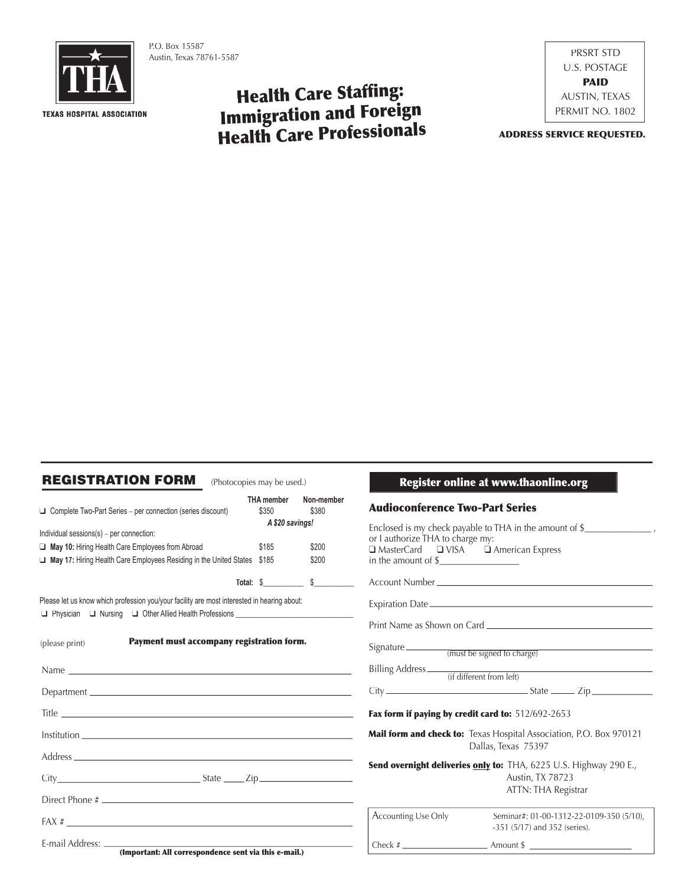THA

TEXAS HOSPITAL ASSOCIATION

P.O. Box 15587
Austin, Texas 78761-5587

# Health Care Staffing: Immigration and Foreign Health Care Professionals

PRSRT STD
U.S. POSTAGE
**PAID**
AUSTIN, TEXAS
PERMIT NO. 1802

**ADDRESS SERVICE REQUESTED.**

## REGISTRATION FORM

(Photocopies may be used.)

| | THA member | Non-member |
|---|---|---|
| ❑ Complete Two-Part Series – per connection (series discount) | $350 | $380 |
| | *A $20 savings!* | |
| Individual sessions(s) – per connection: | | |
| ❑ **May 10:** Hiring Health Care Employees from Abroad | $185 | $200 |
| ❑ **May 17:** Hiring Health Care Employees Residing in the United States | $185 | $200 |
| **Total:** | $_________ | $_________ |

Please let us know which profession you/your facility are most interested in hearing about:
❑ Physician ❑ Nursing ❑ Other Allied Health Professions ____________________

(please print) **Payment must accompany registration form.**

Name ____________________

Department ____________________

Title ____________________

Institution ____________________

Address ____________________

City ____________________ State _____ Zip ____________________

Direct Phone # ____________________

FAX # ____________________

E-mail Address: ____________________
**(Important: All correspondence sent via this e-mail.)**

**Register online at www.thaonline.org**

### Audioconference Two-Part Series

Enclosed is my check payable to THA in the amount of $______________ ,
or I authorize THA to charge my:
❑ MasterCard ❑ VISA ❑ American Express
in the amount of $________________

Account Number ____________________

Expiration Date ____________________

Print Name as Shown on Card ____________________

Signature ____________________
(must be signed to charge)

Billing Address ____________________
(if different from left)

City ____________________ State _____ Zip ____________

**Fax form if paying by credit card to:** 512/692-2653

**Mail form and check to:** Texas Hospital Association, P.O. Box 970121
Dallas, Texas 75397

**Send overnight deliveries <u>only</u> to:** THA, 6225 U.S. Highway 290 E.,
Austin, TX 78723
ATTN: THA Registrar

Accounting Use Only
Seminar#: 01-00-1312-22-0109-350 (5/10), -351 (5/17) and 352 (series).

Check # ____________________ Amount $ ____________________